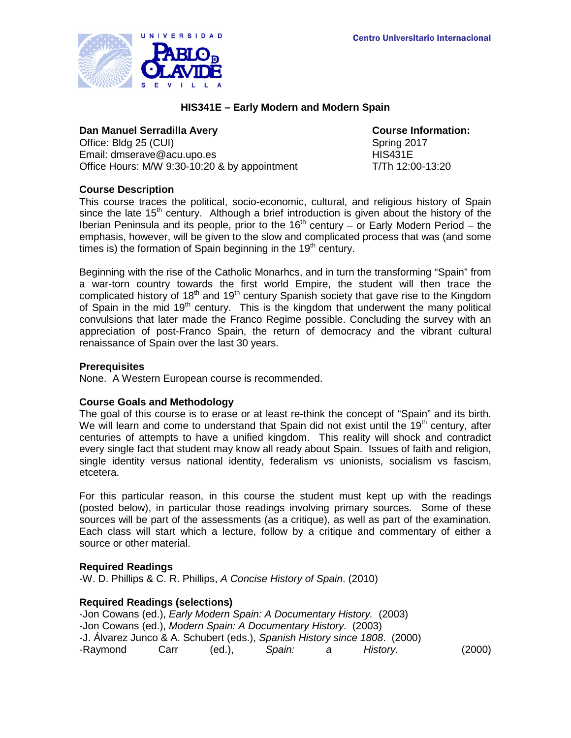UNIVERSIDAD PABLO DE OLAVIDE SEVILLA

Centro Universitario Internacional

# HIS341E – Early Modern and Modern Spain

**Dan Manuel Serradilla Avery**
Office: Bldg 25 (CUI)
Email: dmserave@acu.upo.es
Office Hours: M/W 9:30-10:20 & by appointment

**Course Information:**
Spring 2017
HIS431E
T/Th 12:00-13:20

## Course Description

This course traces the political, socio-economic, cultural, and religious history of Spain since the late 15th century. Although a brief introduction is given about the history of the Iberian Peninsula and its people, prior to the 16th century – or Early Modern Period – the emphasis, however, will be given to the slow and complicated process that was (and some times is) the formation of Spain beginning in the 19th century.

Beginning with the rise of the Catholic Monarhcs, and in turn the transforming "Spain" from a war-torn country towards the first world Empire, the student will then trace the complicated history of 18th and 19th century Spanish society that gave rise to the Kingdom of Spain in the mid 19th century. This is the kingdom that underwent the many political convulsions that later made the Franco Regime possible. Concluding the survey with an appreciation of post-Franco Spain, the return of democracy and the vibrant cultural renaissance of Spain over the last 30 years.

## Prerequisites

None. A Western European course is recommended.

## Course Goals and Methodology

The goal of this course is to erase or at least re-think the concept of "Spain" and its birth. We will learn and come to understand that Spain did not exist until the 19th century, after centuries of attempts to have a unified kingdom. This reality will shock and contradict every single fact that student may know all ready about Spain. Issues of faith and religion, single identity versus national identity, federalism vs unionists, socialism vs fascism, etcetera.

For this particular reason, in this course the student must kept up with the readings (posted below), in particular those readings involving primary sources. Some of these sources will be part of the assessments (as a critique), as well as part of the examination. Each class will start which a lecture, follow by a critique and commentary of either a source or other material.

## Required Readings

-W. D. Phillips & C. R. Phillips, *A Concise History of Spain*. (2010)

## Required Readings (selections)

-Jon Cowans (ed.), *Early Modern Spain: A Documentary History.* (2003)
-Jon Cowans (ed.), *Modern Spain: A Documentary History.* (2003)
-J. Álvarez Junco & A. Schubert (eds.), *Spanish History since 1808*. (2000)
-Raymond Carr (ed.), *Spain: a History.* (2000)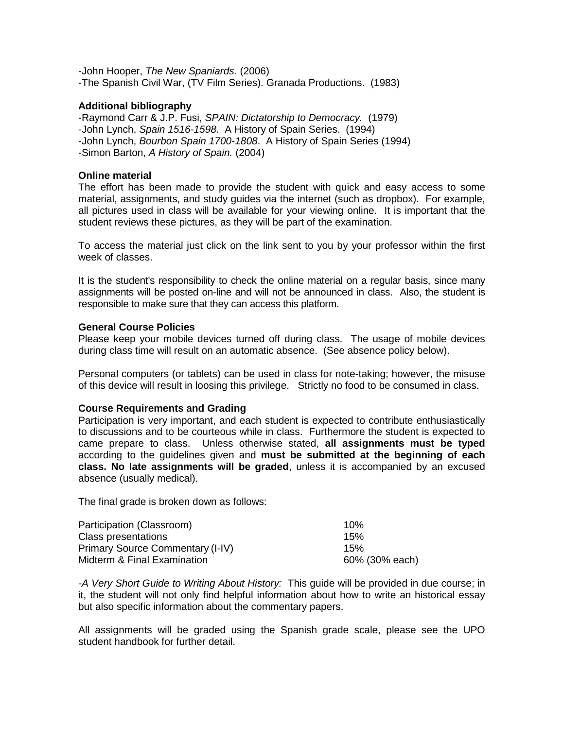-John Hooper, *The New Spaniards.* (2006)
-The Spanish Civil War, (TV Film Series). Granada Productions. (1983)

**Additional bibliography**

-Raymond Carr & J.P. Fusi, *SPAIN: Dictatorship to Democracy.* (1979)
-John Lynch, *Spain 1516-1598*. A History of Spain Series. (1994)
-John Lynch, *Bourbon Spain 1700-1808*. A History of Spain Series (1994)
-Simon Barton, *A History of Spain.* (2004)

**Online material**

The effort has been made to provide the student with quick and easy access to some material, assignments, and study guides via the internet (such as dropbox). For example, all pictures used in class will be available for your viewing online. It is important that the student reviews these pictures, as they will be part of the examination.

To access the material just click on the link sent to you by your professor within the first week of classes.

It is the student's responsibility to check the online material on a regular basis, since many assignments will be posted on-line and will not be announced in class. Also, the student is responsible to make sure that they can access this platform.

**General Course Policies**

Please keep your mobile devices turned off during class. The usage of mobile devices during class time will result on an automatic absence. (See absence policy below).

Personal computers (or tablets) can be used in class for note-taking; however, the misuse of this device will result in loosing this privilege. Strictly no food to be consumed in class.

**Course Requirements and Grading**

Participation is very important, and each student is expected to contribute enthusiastically to discussions and to be courteous while in class. Furthermore the student is expected to came prepare to class. Unless otherwise stated, **all assignments must be typed** according to the guidelines given and **must be submitted at the beginning of each class. No late assignments will be graded**, unless it is accompanied by an excused absence (usually medical).

The final grade is broken down as follows:

| | |
|---|---|
| Participation (Classroom) | 10% |
| Class presentations | 15% |
| Primary Source Commentary (I-IV) | 15% |
| Midterm & Final Examination | 60% (30% each) |

-*A Very Short Guide to Writing About History:* This guide will be provided in due course; in it, the student will not only find helpful information about how to write an historical essay but also specific information about the commentary papers.

All assignments will be graded using the Spanish grade scale, please see the UPO student handbook for further detail.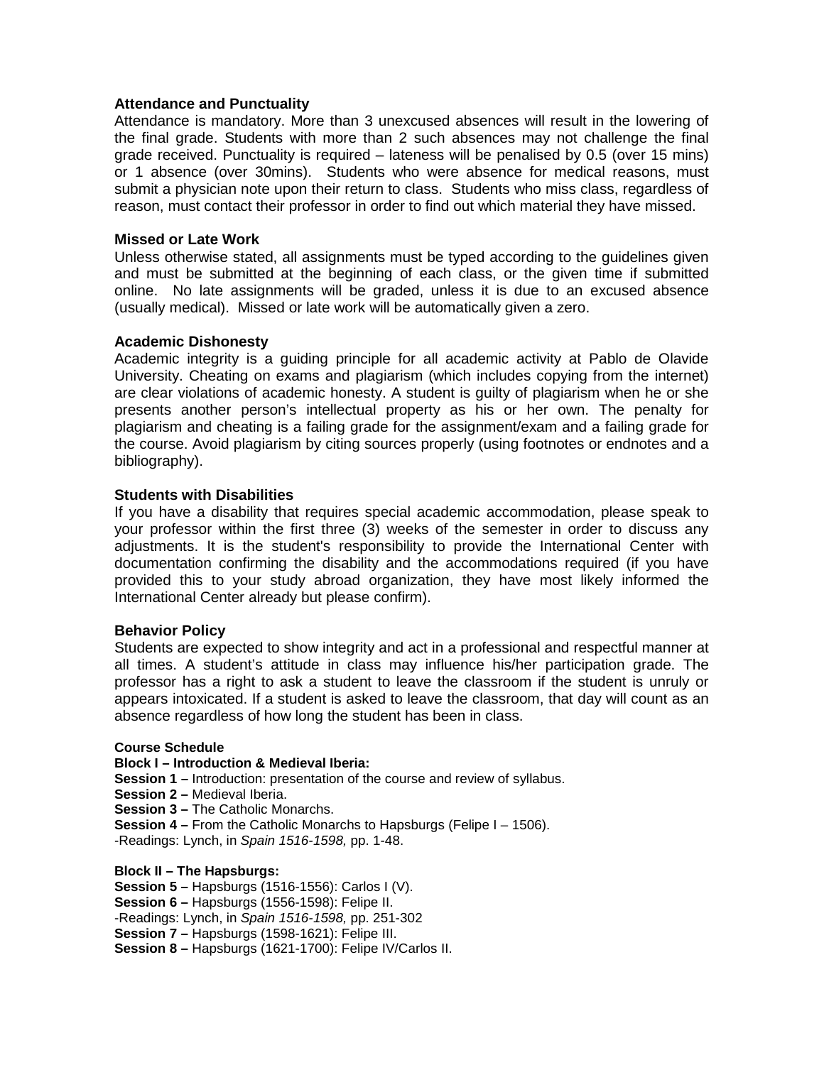### Attendance and Punctuality

Attendance is mandatory. More than 3 unexcused absences will result in the lowering of the final grade. Students with more than 2 such absences may not challenge the final grade received. Punctuality is required – lateness will be penalised by 0.5 (over 15 mins) or 1 absence (over 30mins). Students who were absence for medical reasons, must submit a physician note upon their return to class. Students who miss class, regardless of reason, must contact their professor in order to find out which material they have missed.

### Missed or Late Work

Unless otherwise stated, all assignments must be typed according to the guidelines given and must be submitted at the beginning of each class, or the given time if submitted online. No late assignments will be graded, unless it is due to an excused absence (usually medical). Missed or late work will be automatically given a zero.

### Academic Dishonesty

Academic integrity is a guiding principle for all academic activity at Pablo de Olavide University. Cheating on exams and plagiarism (which includes copying from the internet) are clear violations of academic honesty. A student is guilty of plagiarism when he or she presents another person's intellectual property as his or her own. The penalty for plagiarism and cheating is a failing grade for the assignment/exam and a failing grade for the course. Avoid plagiarism by citing sources properly (using footnotes or endnotes and a bibliography).

### Students with Disabilities

If you have a disability that requires special academic accommodation, please speak to your professor within the first three (3) weeks of the semester in order to discuss any adjustments. It is the student's responsibility to provide the International Center with documentation confirming the disability and the accommodations required (if you have provided this to your study abroad organization, they have most likely informed the International Center already but please confirm).

### Behavior Policy

Students are expected to show integrity and act in a professional and respectful manner at all times. A student's attitude in class may influence his/her participation grade. The professor has a right to ask a student to leave the classroom if the student is unruly or appears intoxicated. If a student is asked to leave the classroom, that day will count as an absence regardless of how long the student has been in class.

### Course Schedule

**Block I – Introduction & Medieval Iberia:**

**Session 1 –** Introduction: presentation of the course and review of syllabus.
**Session 2 –** Medieval Iberia.
**Session 3 –** The Catholic Monarchs.
**Session 4 –** From the Catholic Monarchs to Hapsburgs (Felipe I – 1506).
-Readings: Lynch, in *Spain 1516-1598,* pp. 1-48.

**Block II – The Hapsburgs:**

**Session 5 –** Hapsburgs (1516-1556): Carlos I (V).
**Session 6 –** Hapsburgs (1556-1598): Felipe II.
-Readings: Lynch, in *Spain 1516-1598,* pp. 251-302
**Session 7 –** Hapsburgs (1598-1621): Felipe III.
**Session 8 –** Hapsburgs (1621-1700): Felipe IV/Carlos II.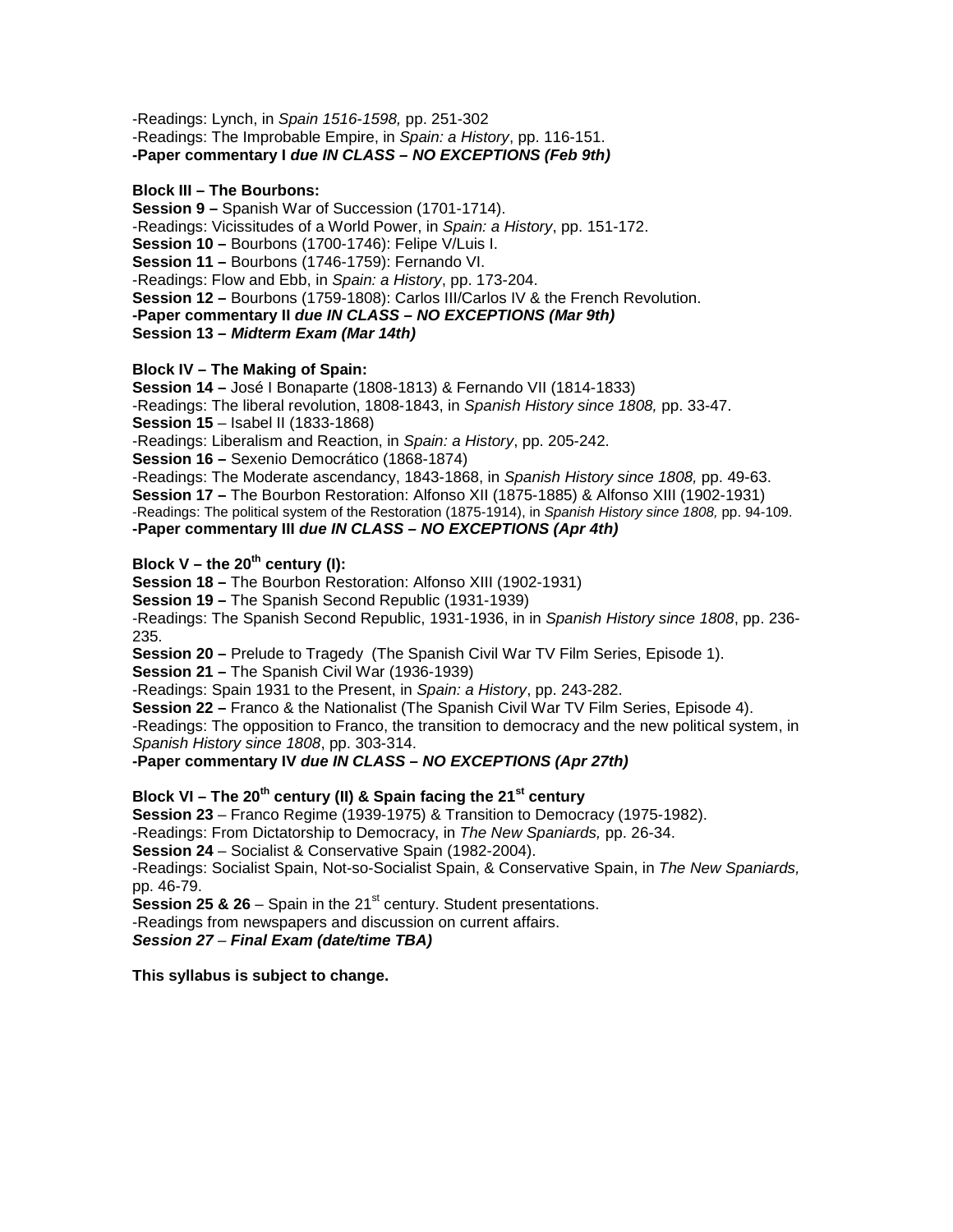-Readings: Lynch, in *Spain 1516-1598,* pp. 251-302
-Readings: The Improbable Empire, in *Spain: a History*, pp. 116-151.
**-Paper commentary I *due IN CLASS – NO EXCEPTIONS (Feb 9th)***

**Block III – The Bourbons:**
**Session 9 –** Spanish War of Succession (1701-1714).
-Readings: Vicissitudes of a World Power, in *Spain: a History*, pp. 151-172.
**Session 10 –** Bourbons (1700-1746): Felipe V/Luis I.
**Session 11 –** Bourbons (1746-1759): Fernando VI.
-Readings: Flow and Ebb, in *Spain: a History*, pp. 173-204.
**Session 12 –** Bourbons (1759-1808): Carlos III/Carlos IV & the French Revolution.
**-Paper commentary II *due IN CLASS – NO EXCEPTIONS (Mar 9th)***
**Session 13 – *Midterm Exam (Mar 14th)***

**Block IV – The Making of Spain:**
**Session 14 –** José I Bonaparte (1808-1813) & Fernando VII (1814-1833)
-Readings: The liberal revolution, 1808-1843, in *Spanish History since 1808,* pp. 33-47.
**Session 15** – Isabel II (1833-1868)
-Readings: Liberalism and Reaction, in *Spain: a History*, pp. 205-242.
**Session 16 –** Sexenio Democrático (1868-1874)
-Readings: The Moderate ascendancy, 1843-1868, in *Spanish History since 1808,* pp. 49-63.
**Session 17 –** The Bourbon Restoration: Alfonso XII (1875-1885) & Alfonso XIII (1902-1931)
-Readings: The political system of the Restoration (1875-1914), in *Spanish History since 1808,* pp. 94-109.
**-Paper commentary III *due IN CLASS – NO EXCEPTIONS (Apr 4th)***

**Block V – the 20th century (I):**
**Session 18 –** The Bourbon Restoration: Alfonso XIII (1902-1931)
**Session 19 –** The Spanish Second Republic (1931-1939)
-Readings: The Spanish Second Republic, 1931-1936, in in *Spanish History since 1808*, pp. 236-235.
**Session 20 –** Prelude to Tragedy (The Spanish Civil War TV Film Series, Episode 1).
**Session 21 –** The Spanish Civil War (1936-1939)
-Readings: Spain 1931 to the Present, in *Spain: a History*, pp. 243-282.
**Session 22 –** Franco & the Nationalist (The Spanish Civil War TV Film Series, Episode 4).
-Readings: The opposition to Franco, the transition to democracy and the new political system, in *Spanish History since 1808*, pp. 303-314.
**-Paper commentary IV *due IN CLASS – NO EXCEPTIONS (Apr 27th)***

**Block VI – The 20th century (II) & Spain facing the 21st century**
**Session 23** – Franco Regime (1939-1975) & Transition to Democracy (1975-1982).
-Readings: From Dictatorship to Democracy, in *The New Spaniards,* pp. 26-34.
**Session 24** – Socialist & Conservative Spain (1982-2004).
-Readings: Socialist Spain, Not-so-Socialist Spain, & Conservative Spain, in *The New Spaniards,* pp. 46-79.
**Session 25 & 26** – Spain in the 21st century. Student presentations.
-Readings from newspapers and discussion on current affairs.
***Session 27** – **Final Exam (date/time TBA)***

**This syllabus is subject to change.**